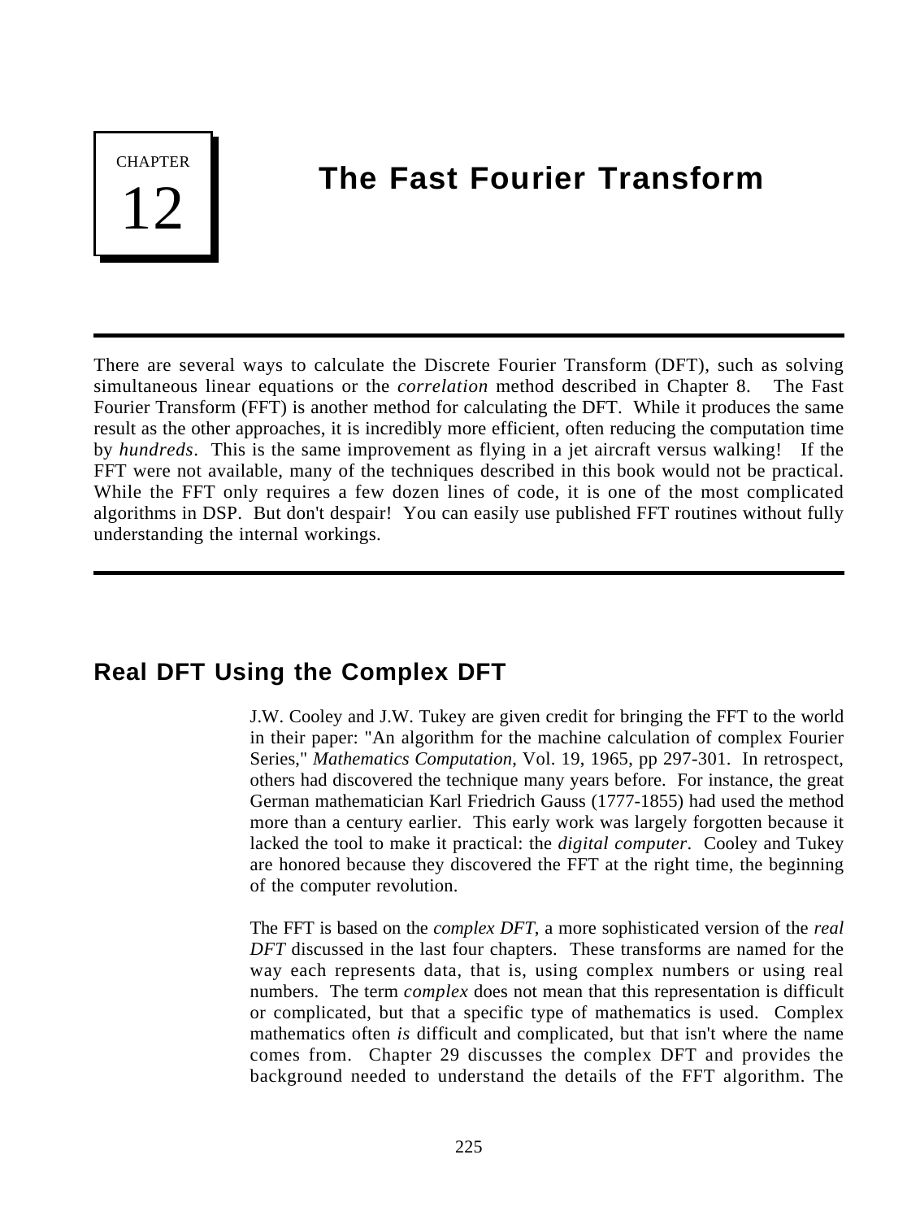# CHAPTER 12: The Fast Fourier Transform

There are several ways to calculate the Discrete Fourier Transform (DFT), such as solving simultaneous linear equations or the *correlation* method described in Chapter 8. The Fast Fourier Transform (FFT) is another method for calculating the DFT. While it produces the same result as the other approaches, it is incredibly more efficient, often reducing the computation time by *hundreds*. This is the same improvement as flying in a jet aircraft versus walking! If the FFT were not available, many of the techniques described in this book would not be practical. While the FFT only requires a few dozen lines of code, it is one of the most complicated algorithms in DSP. But don't despair! You can easily use published FFT routines without fully understanding the internal workings.

## Real DFT Using the Complex DFT

J.W. Cooley and J.W. Tukey are given credit for bringing the FFT to the world in their paper: "An algorithm for the machine calculation of complex Fourier Series," *Mathematics Computation*, Vol. 19, 1965, pp 297-301. In retrospect, others had discovered the technique many years before. For instance, the great German mathematician Karl Friedrich Gauss (1777-1855) had used the method more than a century earlier. This early work was largely forgotten because it lacked the tool to make it practical: the *digital computer*. Cooley and Tukey are honored because they discovered the FFT at the right time, the beginning of the computer revolution.

The FFT is based on the *complex DFT*, a more sophisticated version of the *real DFT* discussed in the last four chapters. These transforms are named for the way each represents data, that is, using complex numbers or using real numbers. The term *complex* does not mean that this representation is difficult or complicated, but that a specific type of mathematics is used. Complex mathematics often *is* difficult and complicated, but that isn't where the name comes from. Chapter 29 discusses the complex DFT and provides the background needed to understand the details of the FFT algorithm. The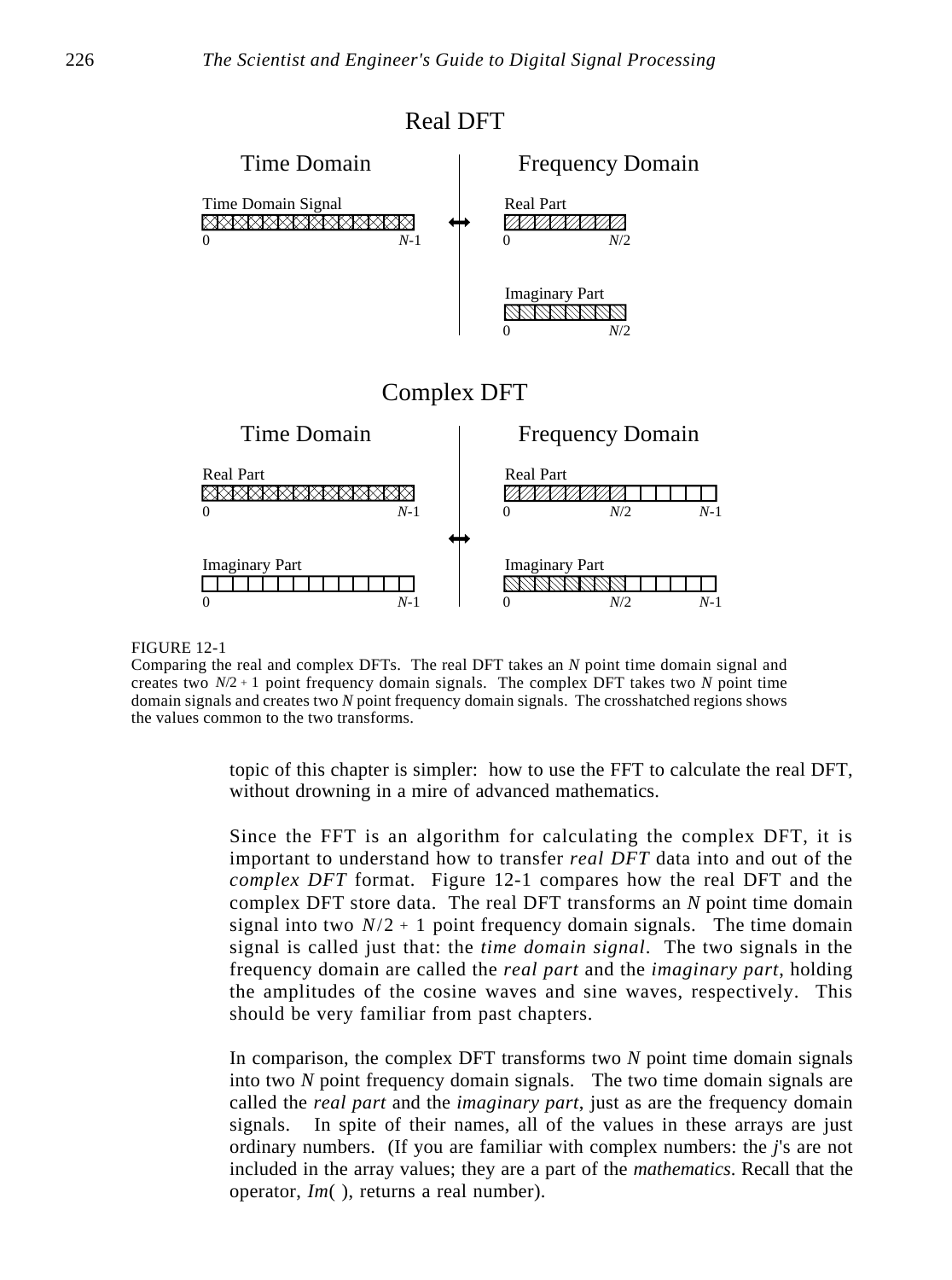# Real DFT

## Time Domain

Time Domain Signal

0 ... $N$-1

## Frequency Domain

Real Part

0 ... $N$/2

Imaginary Part

0 ... $N$/2

# Complex DFT

## Time Domain

Real Part

0 ... $N$-1

Imaginary Part

0 ... $N$-1

## Frequency Domain

Real Part

0 ... $N$/2 ... $N$-1

Imaginary Part

0 ... $N$/2 ... $N$-1

FIGURE 12-1
Comparing the real and complex DFTs. The real DFT takes an $N$ point time domain signal and creates two $N/2+1$ point frequency domain signals. The complex DFT takes two $N$ point time domain signals and creates two $N$ point frequency domain signals. The crosshatched regions shows the values common to the two transforms.

topic of this chapter is simpler: how to use the FFT to calculate the real DFT, without drowning in a mire of advanced mathematics.

Since the FFT is an algorithm for calculating the complex DFT, it is important to understand how to transfer *real DFT* data into and out of the *complex DFT* format. Figure 12-1 compares how the real DFT and the complex DFT store data. The real DFT transforms an $N$ point time domain signal into two $N/2+1$ point frequency domain signals. The time domain signal is called just that: the *time domain signal*. The two signals in the frequency domain are called the *real part* and the *imaginary part*, holding the amplitudes of the cosine waves and sine waves, respectively. This should be very familiar from past chapters.

In comparison, the complex DFT transforms two $N$ point time domain signals into two $N$ point frequency domain signals. The two time domain signals are called the *real part* and the *imaginary part*, just as are the frequency domain signals. In spite of their names, all of the values in these arrays are just ordinary numbers. (If you are familiar with complex numbers: the $j$'s are not included in the array values; they are a part of the *mathematics*. Recall that the operator, *Im*( ), returns a real number).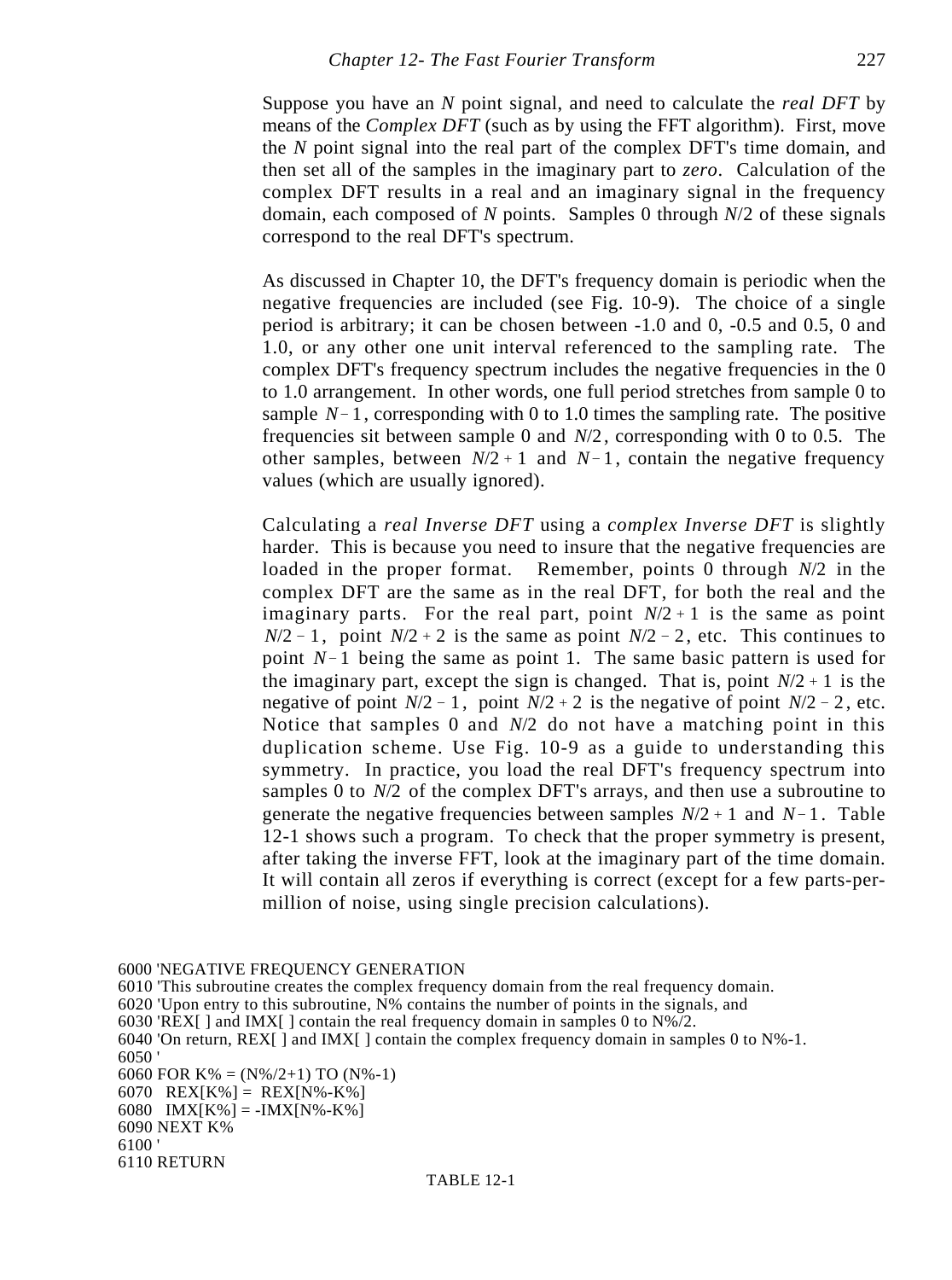Suppose you have an $N$ point signal, and need to calculate the *real DFT* by means of the *Complex DFT* (such as by using the FFT algorithm). First, move the $N$ point signal into the real part of the complex DFT's time domain, and then set all of the samples in the imaginary part to *zero*. Calculation of the complex DFT results in a real and an imaginary signal in the frequency domain, each composed of $N$ points. Samples 0 through $N/2$ of these signals correspond to the real DFT's spectrum.

As discussed in Chapter 10, the DFT's frequency domain is periodic when the negative frequencies are included (see Fig. 10-9). The choice of a single period is arbitrary; it can be chosen between -1.0 and 0, -0.5 and 0.5, 0 and 1.0, or any other one unit interval referenced to the sampling rate. The complex DFT's frequency spectrum includes the negative frequencies in the 0 to 1.0 arrangement. In other words, one full period stretches from sample 0 to sample $N-1$, corresponding with 0 to 1.0 times the sampling rate. The positive frequencies sit between sample 0 and $N/2$, corresponding with 0 to 0.5. The other samples, between $N/2+1$ and $N-1$, contain the negative frequency values (which are usually ignored).

Calculating a *real Inverse DFT* using a *complex Inverse DFT* is slightly harder. This is because you need to insure that the negative frequencies are loaded in the proper format. Remember, points 0 through $N/2$ in the complex DFT are the same as in the real DFT, for both the real and the imaginary parts. For the real part, point $N/2+1$ is the same as point $N/2-1$, point $N/2+2$ is the same as point $N/2-2$, etc. This continues to point $N-1$ being the same as point 1. The same basic pattern is used for the imaginary part, except the sign is changed. That is, point $N/2+1$ is the negative of point $N/2-1$, point $N/2+2$ is the negative of point $N/2-2$, etc. Notice that samples 0 and $N/2$ do not have a matching point in this duplication scheme. Use Fig. 10-9 as a guide to understanding this symmetry. In practice, you load the real DFT's frequency spectrum into samples 0 to $N/2$ of the complex DFT's arrays, and then use a subroutine to generate the negative frequencies between samples $N/2+1$ and $N-1$. Table 12-1 shows such a program. To check that the proper symmetry is present, after taking the inverse FFT, look at the imaginary part of the time domain. It will contain all zeros if everything is correct (except for a few parts-per-million of noise, using single precision calculations).

```
6000 'NEGATIVE FREQUENCY GENERATION
6010 'This subroutine creates the complex frequency domain from the real frequency domain.
6020 'Upon entry to this subroutine, N% contains the number of points in the signals, and
6030 'REX[ ] and IMX[ ] contain the real frequency domain in samples 0 to N%/2.
6040 'On return, REX[ ] and IMX[ ] contain the complex frequency domain in samples 0 to N%-1.
6050 '
6060 FOR K% = (N%/2+1) TO (N%-1)
6070   REX[K%] =  REX[N%-K%]
6080   IMX[K%] = -IMX[N%-K%]
6090 NEXT K%
6100 '
6110 RETURN
```

TABLE 12-1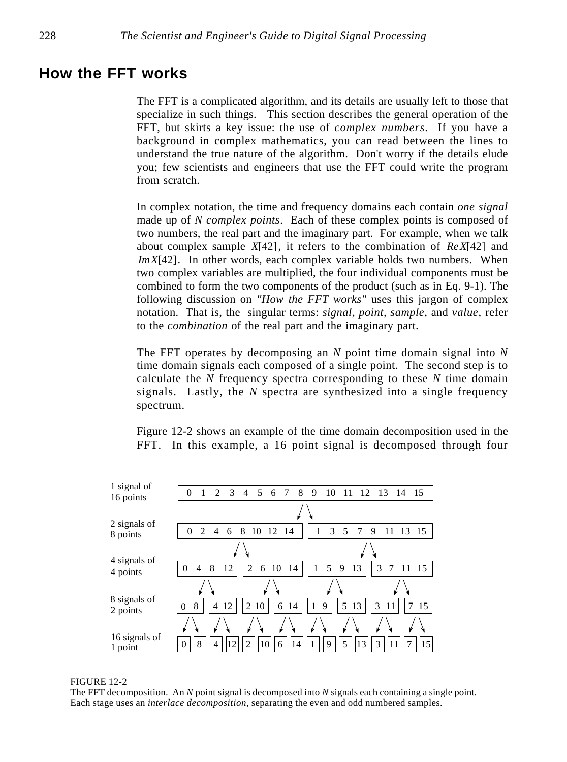## How the FFT works

The FFT is a complicated algorithm, and its details are usually left to those that specialize in such things. This section describes the general operation of the FFT, but skirts a key issue: the use of *complex numbers*. If you have a background in complex mathematics, you can read between the lines to understand the true nature of the algorithm. Don't worry if the details elude you; few scientists and engineers that use the FFT could write the program from scratch.

In complex notation, the time and frequency domains each contain *one signal* made up of *N complex points*. Each of these complex points is composed of two numbers, the real part and the imaginary part. For example, when we talk about complex sample $X[42]$, it refers to the combination of $Re X[42]$ and $Im X[42]$. In other words, each complex variable holds two numbers. When two complex variables are multiplied, the four individual components must be combined to form the two components of the product (such as in Eq. 9-1). The following discussion on *"How the FFT works"* uses this jargon of complex notation. That is, the singular terms: *signal, point, sample*, and *value*, refer to the *combination* of the real part and the imaginary part.

The FFT operates by decomposing an $N$ point time domain signal into $N$ time domain signals each composed of a single point. The second step is to calculate the $N$ frequency spectra corresponding to these $N$ time domain signals. Lastly, the $N$ spectra are synthesized into a single frequency spectrum.

Figure 12-2 shows an example of the time domain decomposition used in the FFT. In this example, a 16 point signal is decomposed through four

| | |
|---|---|
| 1 signal of 16 points | [0 1 2 3 4 5 6 7 8 9 10 11 12 13 14 15] |
| 2 signals of 8 points | [0 2 4 6 8 10 12 14] [1 3 5 7 9 11 13 15] |
| 4 signals of 4 points | [0 4 8 12] [2 6 10 14] [1 5 9 13] [3 7 11 15] |
| 8 signals of 2 points | [0 8] [4 12] [2 10] [6 14] [1 9] [5 13] [3 11] [7 15] |
| 16 signals of 1 point | [0] [8] [4] [12] [2] [10] [6] [14] [1] [9] [5] [13] [3] [11] [7] [15] |

FIGURE 12-2
The FFT decomposition. An $N$ point signal is decomposed into $N$ signals each containing a single point. Each stage uses an *interlace decomposition*, separating the even and odd numbered samples.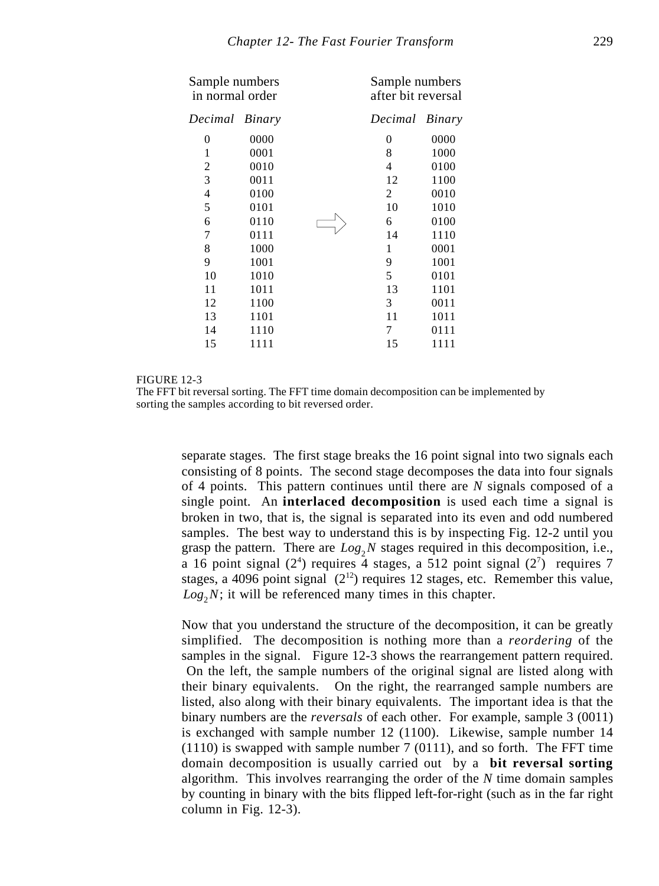| Sample numbers in normal order | | | Sample numbers after bit reversal | |
|---|---|---|---|---|
| *Decimal* | *Binary* | | *Decimal* | *Binary* |
| 0 | 0000 | | 0 | 0000 |
| 1 | 0001 | | 8 | 1000 |
| 2 | 0010 | | 4 | 0100 |
| 3 | 0011 | | 12 | 1100 |
| 4 | 0100 | | 2 | 0010 |
| 5 | 0101 | | 10 | 1010 |
| 6 | 0110 | ⇨ | 6 | 0100 |
| 7 | 0111 | | 14 | 1110 |
| 8 | 1000 | | 1 | 0001 |
| 9 | 1001 | | 9 | 1001 |
| 10 | 1010 | | 5 | 0101 |
| 11 | 1011 | | 13 | 1101 |
| 12 | 1100 | | 3 | 0011 |
| 13 | 1101 | | 11 | 1011 |
| 14 | 1110 | | 7 | 0111 |
| 15 | 1111 | | 15 | 1111 |

FIGURE 12-3
The FFT bit reversal sorting. The FFT time domain decomposition can be implemented by sorting the samples according to bit reversed order.

separate stages. The first stage breaks the 16 point signal into two signals each consisting of 8 points. The second stage decomposes the data into four signals of 4 points. This pattern continues until there are *N* signals composed of a single point. An **interlaced decomposition** is used each time a signal is broken in two, that is, the signal is separated into its even and odd numbered samples. The best way to understand this is by inspecting Fig. 12-2 until you grasp the pattern. There are $Log_2 N$ stages required in this decomposition, i.e., a 16 point signal ($2^4$) requires 4 stages, a 512 point signal ($2^7$) requires 7 stages, a 4096 point signal ($2^{12}$) requires 12 stages, etc. Remember this value, $Log_2 N$; it will be referenced many times in this chapter.

Now that you understand the structure of the decomposition, it can be greatly simplified. The decomposition is nothing more than a *reordering* of the samples in the signal. Figure 12-3 shows the rearrangement pattern required. On the left, the sample numbers of the original signal are listed along with their binary equivalents. On the right, the rearranged sample numbers are listed, also along with their binary equivalents. The important idea is that the binary numbers are the *reversals* of each other. For example, sample 3 (0011) is exchanged with sample number 12 (1100). Likewise, sample number 14 (1110) is swapped with sample number 7 (0111), and so forth. The FFT time domain decomposition is usually carried out by a **bit reversal sorting** algorithm. This involves rearranging the order of the *N* time domain samples by counting in binary with the bits flipped left-for-right (such as in the far right column in Fig. 12-3).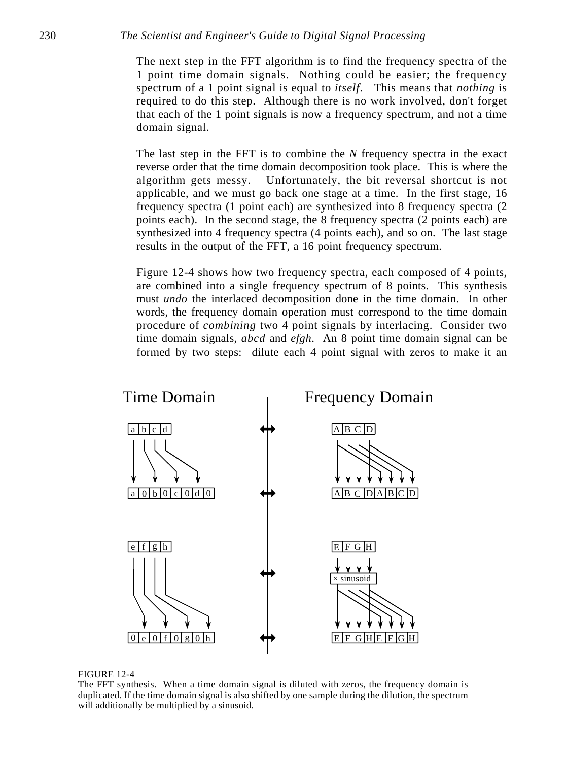The next step in the FFT algorithm is to find the frequency spectra of the 1 point time domain signals. Nothing could be easier; the frequency spectrum of a 1 point signal is equal to *itself*. This means that *nothing* is required to do this step. Although there is no work involved, don't forget that each of the 1 point signals is now a frequency spectrum, and not a time domain signal.

The last step in the FFT is to combine the *N* frequency spectra in the exact reverse order that the time domain decomposition took place. This is where the algorithm gets messy. Unfortunately, the bit reversal shortcut is not applicable, and we must go back one stage at a time. In the first stage, 16 frequency spectra (1 point each) are synthesized into 8 frequency spectra (2 points each). In the second stage, the 8 frequency spectra (2 points each) are synthesized into 4 frequency spectra (4 points each), and so on. The last stage results in the output of the FFT, a 16 point frequency spectrum.

Figure 12-4 shows how two frequency spectra, each composed of 4 points, are combined into a single frequency spectrum of 8 points. This synthesis must *undo* the interlaced decomposition done in the time domain. In other words, the frequency domain operation must correspond to the time domain procedure of *combining* two 4 point signals by interlacing. Consider two time domain signals, *abcd* and *efgh*. An 8 point time domain signal can be formed by two steps: dilute each 4 point signal with zeros to make it an

FIGURE 12-4
The FFT synthesis. When a time domain signal is diluted with zeros, the frequency domain is duplicated. If the time domain signal is also shifted by one sample during the dilution, the spectrum will additionally be multiplied by a sinusoid.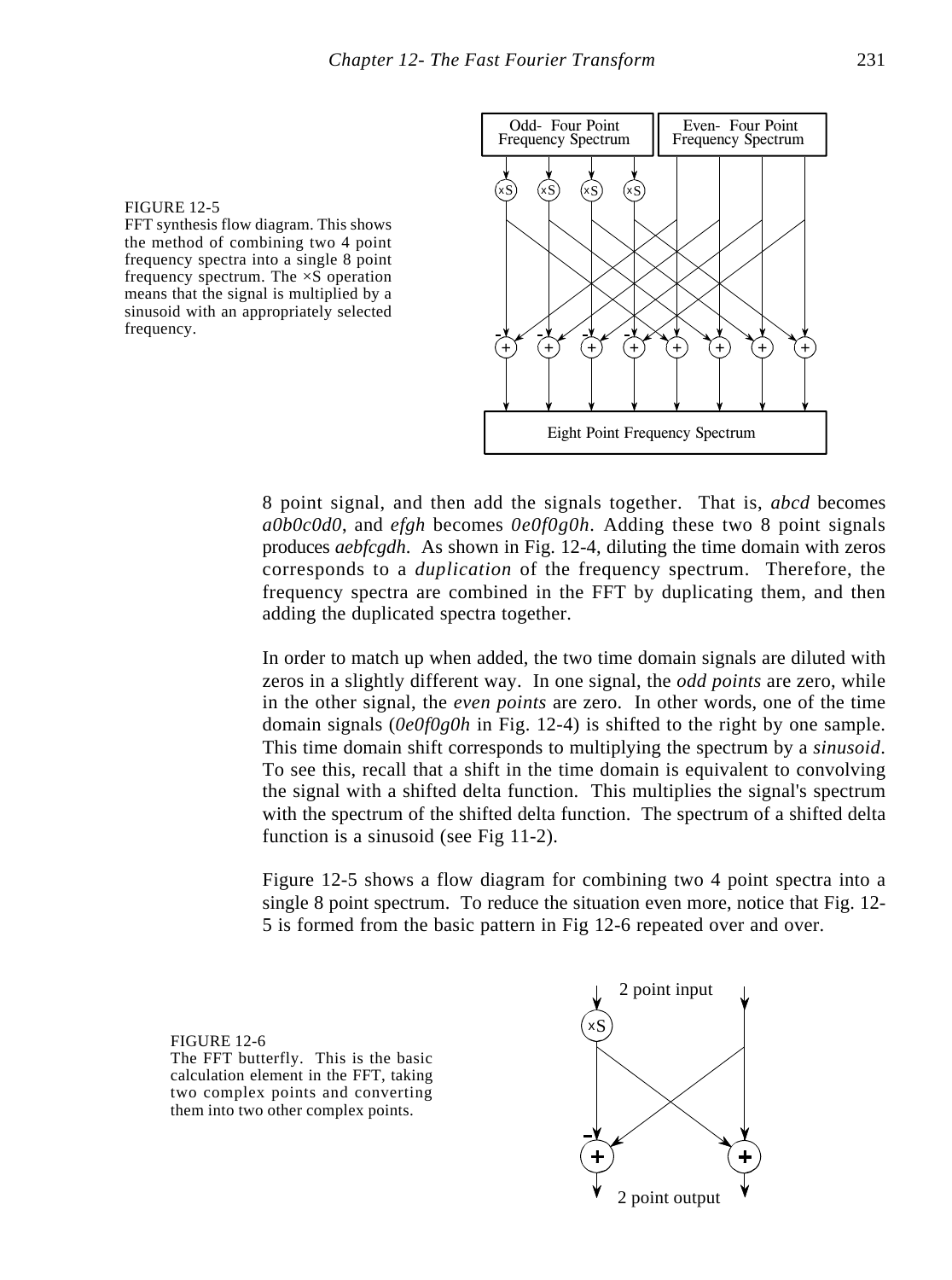FIGURE 12-5
FFT synthesis flow diagram. This shows the method of combining two 4 point frequency spectra into a single 8 point frequency spectrum. The ×S operation means that the signal is multiplied by a sinusoid with an appropriately selected frequency.

8 point signal, and then add the signals together. That is, *abcd* becomes *a0b0c0d0*, and *efgh* becomes *0e0f0g0h*. Adding these two 8 point signals produces *aebfcgdh*. As shown in Fig. 12-4, diluting the time domain with zeros corresponds to a *duplication* of the frequency spectrum. Therefore, the frequency spectra are combined in the FFT by duplicating them, and then adding the duplicated spectra together.

In order to match up when added, the two time domain signals are diluted with zeros in a slightly different way. In one signal, the *odd points* are zero, while in the other signal, the *even points* are zero. In other words, one of the time domain signals (*0e0f0g0h* in Fig. 12-4) is shifted to the right by one sample. This time domain shift corresponds to multiplying the spectrum by a *sinusoid*. To see this, recall that a shift in the time domain is equivalent to convolving the signal with a shifted delta function. This multiplies the signal's spectrum with the spectrum of the shifted delta function. The spectrum of a shifted delta function is a sinusoid (see Fig 11-2).

Figure 12-5 shows a flow diagram for combining two 4 point spectra into a single 8 point spectrum. To reduce the situation even more, notice that Fig. 12-5 is formed from the basic pattern in Fig 12-6 repeated over and over.

FIGURE 12-6
The FFT butterfly. This is the basic calculation element in the FFT, taking two complex points and converting them into two other complex points.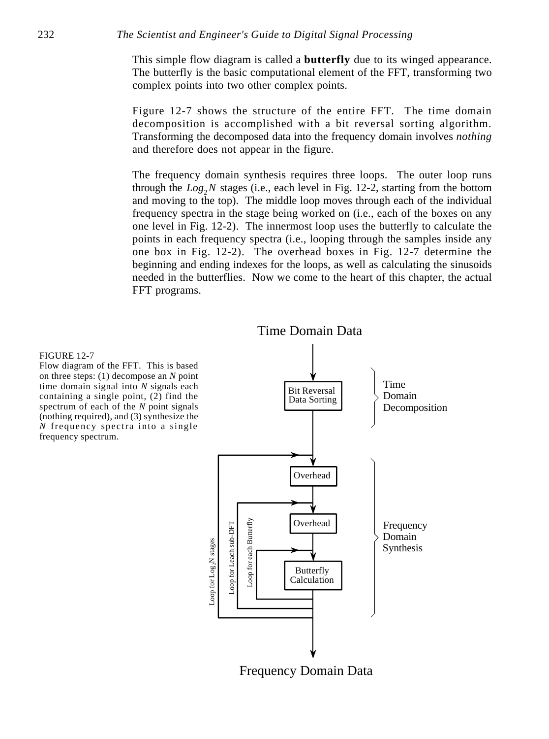This simple flow diagram is called a **butterfly** due to its winged appearance. The butterfly is the basic computational element of the FFT, transforming two complex points into two other complex points.

Figure 12-7 shows the structure of the entire FFT. The time domain decomposition is accomplished with a bit reversal sorting algorithm. Transforming the decomposed data into the frequency domain involves *nothing* and therefore does not appear in the figure.

The frequency domain synthesis requires three loops. The outer loop runs through the $Log_2 N$ stages (i.e., each level in Fig. 12-2, starting from the bottom and moving to the top). The middle loop moves through each of the individual frequency spectra in the stage being worked on (i.e., each of the boxes on any one level in Fig. 12-2). The innermost loop uses the butterfly to calculate the points in each frequency spectra (i.e., looping through the samples inside any one box in Fig. 12-2). The overhead boxes in Fig. 12-7 determine the beginning and ending indexes for the loops, as well as calculating the sinusoids needed in the butterflies. Now we come to the heart of this chapter, the actual FFT programs.

Time Domain Data

Bit Reversal Data Sorting — Time Domain Decomposition

Overhead

Overhead

Butterfly Calculation

Loop for $Log_2N$ stages

Loop for Leach sub-DFT

Loop for each Butterfly

Frequency Domain Synthesis

Frequency Domain Data

FIGURE 12-7
Flow diagram of the FFT. This is based on three steps: (1) decompose an *N* point time domain signal into *N* signals each containing a single point, (2) find the spectrum of each of the *N* point signals (nothing required), and (3) synthesize the *N* frequency spectra into a single frequency spectrum.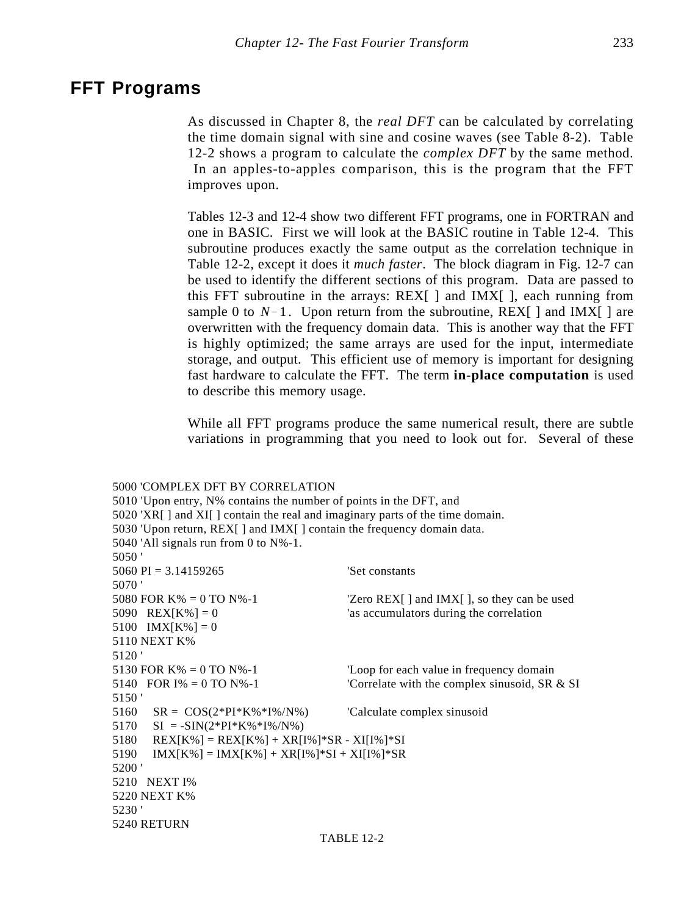## FFT Programs

As discussed in Chapter 8, the *real DFT* can be calculated by correlating the time domain signal with sine and cosine waves (see Table 8-2). Table 12-2 shows a program to calculate the *complex DFT* by the same method. In an apples-to-apples comparison, this is the program that the FFT improves upon.

Tables 12-3 and 12-4 show two different FFT programs, one in FORTRAN and one in BASIC. First we will look at the BASIC routine in Table 12-4. This subroutine produces exactly the same output as the correlation technique in Table 12-2, except it does it *much faster*. The block diagram in Fig. 12-7 can be used to identify the different sections of this program. Data are passed to this FFT subroutine in the arrays: REX[ ] and IMX[ ], each running from sample 0 to $N-1$. Upon return from the subroutine, REX[ ] and IMX[ ] are overwritten with the frequency domain data. This is another way that the FFT is highly optimized; the same arrays are used for the input, intermediate storage, and output. This efficient use of memory is important for designing fast hardware to calculate the FFT. The term **in-place computation** is used to describe this memory usage.

While all FFT programs produce the same numerical result, there are subtle variations in programming that you need to look out for. Several of these

```
5000 'COMPLEX DFT BY CORRELATION
5010 'Upon entry, N% contains the number of points in the DFT, and
5020 'XR[ ] and XI[ ] contain the real and imaginary parts of the time domain.
5030 'Upon return, REX[ ] and IMX[ ] contain the frequency domain data.
5040 'All signals run from 0 to N%-1.
5050 '
5060 PI = 3.14159265                        'Set constants
5070 '
5080 FOR K% = 0 TO N%-1                     'Zero REX[ ] and IMX[ ], so they can be used
5090   REX[K%] = 0                          'as accumulators during the correlation
5100   IMX[K%] = 0
5110 NEXT K%
5120 '
5130 FOR K% = 0 TO N%-1                     'Loop for each value in frequency domain
5140   FOR I% = 0 TO N%-1                   'Correlate with the complex sinusoid, SR & SI
5150 '
5160     SR =  COS(2*PI*K%*I%/N%)           'Calculate complex sinusoid
5170     SI  = -SIN(2*PI*K%*I%/N%)
5180     REX[K%] = REX[K%] + XR[I%]*SR - XI[I%]*SI
5190     IMX[K%] = IMX[K%] + XR[I%]*SI + XI[I%]*SR
5200 '
5210   NEXT I%
5220 NEXT K%
5230 '
5240 RETURN
```

TABLE 12-2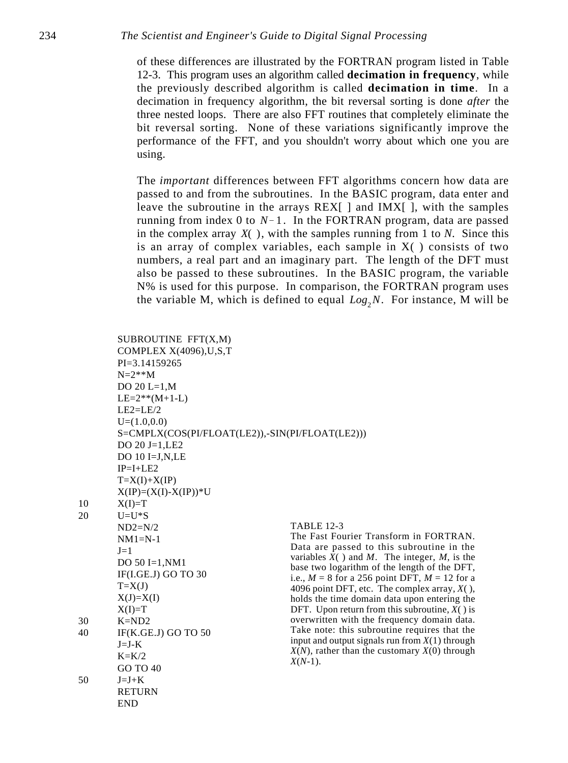of these differences are illustrated by the FORTRAN program listed in Table 12-3. This program uses an algorithm called **decimation in frequency**, while the previously described algorithm is called **decimation in time**. In a decimation in frequency algorithm, the bit reversal sorting is done *after* the three nested loops. There are also FFT routines that completely eliminate the bit reversal sorting. None of these variations significantly improve the performance of the FFT, and you shouldn't worry about which one you are using.

The *important* differences between FFT algorithms concern how data are passed to and from the subroutines. In the BASIC program, data enter and leave the subroutine in the arrays REX[ ] and IMX[ ], with the samples running from index 0 to $N-1$. In the FORTRAN program, data are passed in the complex array $X(\ )$, with the samples running from 1 to $N$. Since this is an array of complex variables, each sample in X( ) consists of two numbers, a real part and an imaginary part. The length of the DFT must also be passed to these subroutines. In the BASIC program, the variable N% is used for this purpose. In comparison, the FORTRAN program uses the variable M, which is defined to equal $Log_2 N$. For instance, M will be

```
      SUBROUTINE  FFT(X,M)
      COMPLEX X(4096),U,S,T
      PI=3.14159265
      N=2**M
      DO 20 L=1,M
      LE=2**(M+1-L)
      LE2=LE/2
      U=(1.0,0.0)
      S=CMPLX(COS(PI/FLOAT(LE2)),-SIN(PI/FLOAT(LE2)))
      DO 20 J=1,LE2
      DO 10 I=J,N,LE
      IP=I+LE2
      T=X(I)+X(IP)
      X(IP)=(X(I)-X(IP))*U
10    X(I)=T
20    U=U*S
      ND2=N/2
      NM1=N-1
      J=1
      DO 50 I=1,NM1
      IF(I.GE.J) GO TO 30
      T=X(J)
      X(J)=X(I)
      X(I)=T
30    K=ND2
40    IF(K.GE.J) GO TO 50
      J=J-K
      K=K/2
      GO TO 40
50    J=J+K
      RETURN
      END
```

TABLE 12-3
The Fast Fourier Transform in FORTRAN. Data are passed to this subroutine in the variables $X(\ )$ and $M$. The integer, $M$, is the base two logarithm of the length of the DFT, i.e., $M = 8$ for a 256 point DFT, $M = 12$ for a 4096 point DFT, etc. The complex array, $X(\ )$, holds the time domain data upon entering the DFT. Upon return from this subroutine, $X(\ )$ is overwritten with the frequency domain data. Take note: this subroutine requires that the input and output signals run from $X(1)$ through $X(N)$, rather than the customary $X(0)$ through $X(N-1)$.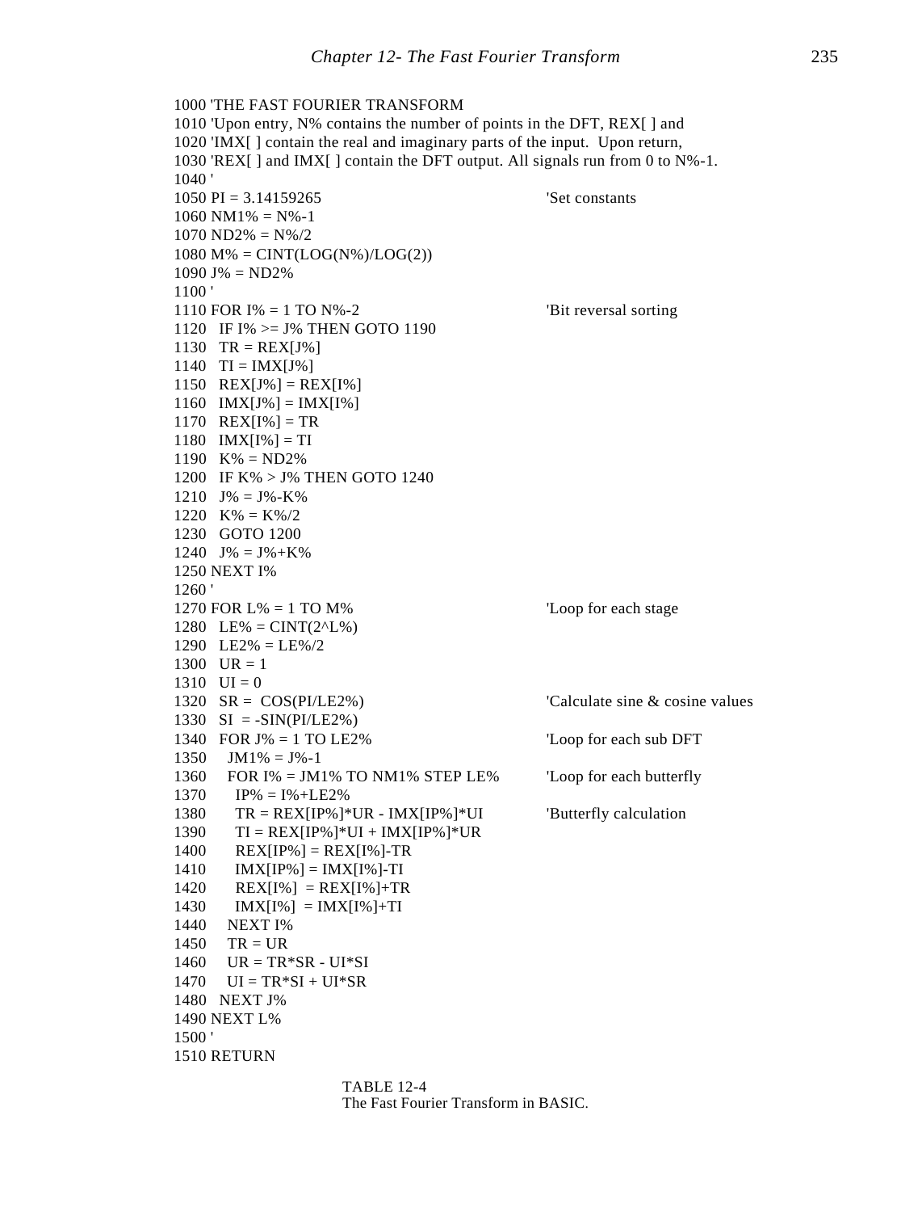```
1000 'THE FAST FOURIER TRANSFORM
1010 'Upon entry, N% contains the number of points in the DFT, REX[ ] and
1020 'IMX[ ] contain the real and imaginary parts of the input.  Upon return,
1030 'REX[ ] and IMX[ ] contain the DFT output. All signals run from 0 to N%-1.
1040 '
1050 PI = 3.14159265                              'Set constants
1060 NM1% = N%-1
1070 ND2% = N%/2
1080 M% = CINT(LOG(N%)/LOG(2))
1090 J% = ND2%
1100 '
1110 FOR I% = 1 TO N%-2                           'Bit reversal sorting
1120   IF I% >= J% THEN GOTO 1190
1130   TR = REX[J%]
1140   TI = IMX[J%]
1150   REX[J%] = REX[I%]
1160   IMX[J%] = IMX[I%]
1170   REX[I%] = TR
1180   IMX[I%] = TI
1190   K% = ND2%
1200   IF K% > J% THEN GOTO 1240
1210   J% = J%-K%
1220   K% = K%/2
1230   GOTO 1200
1240   J% = J%+K%
1250 NEXT I%
1260 '
1270 FOR L% = 1 TO M%                             'Loop for each stage
1280   LE% = CINT(2^L%)
1290   LE2% = LE%/2
1300   UR = 1
1310   UI = 0
1320   SR =  COS(PI/LE2%)                         'Calculate sine & cosine values
1330   SI  = -SIN(PI/LE2%)
1340   FOR J% = 1 TO LE2%                         'Loop for each sub DFT
1350     JM1% = J%-1
1360     FOR I% = JM1% TO NM1% STEP LE%           'Loop for each butterfly
1370       IP% = I%+LE2%
1380       TR = REX[IP%]*UR - IMX[IP%]*UI         'Butterfly calculation
1390       TI = REX[IP%]*UI + IMX[IP%]*UR
1400       REX[IP%] = REX[I%]-TR
1410       IMX[IP%] = IMX[I%]-TI
1420       REX[I%]  = REX[I%]+TR
1430       IMX[I%]  = IMX[I%]+TI
1440     NEXT I%
1450     TR = UR
1460     UR = TR*SR - UI*SI
1470     UI = TR*SI + UI*SR
1480   NEXT J%
1490 NEXT L%
1500 '
1510 RETURN
```

TABLE 12-4
The Fast Fourier Transform in BASIC.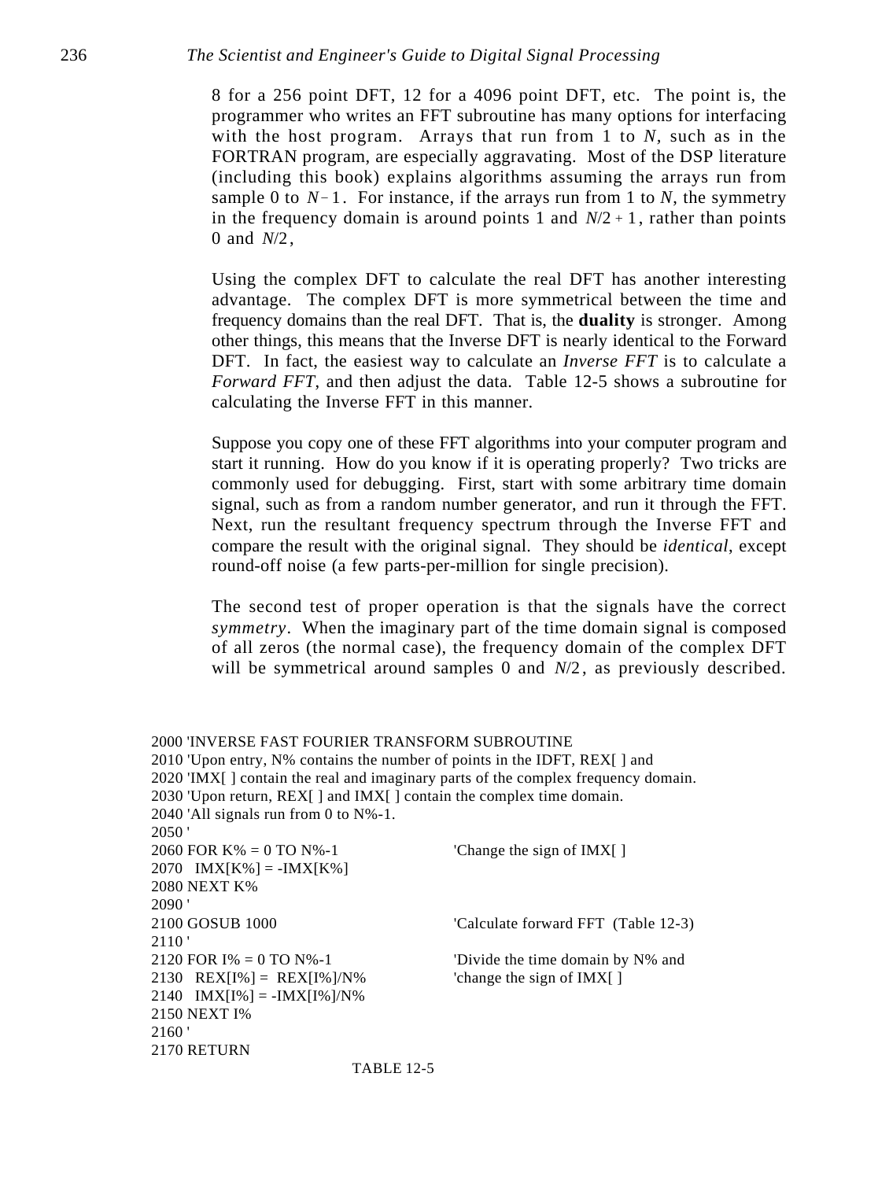8 for a 256 point DFT, 12 for a 4096 point DFT, etc. The point is, the programmer who writes an FFT subroutine has many options for interfacing with the host program. Arrays that run from 1 to $N$, such as in the FORTRAN program, are especially aggravating. Most of the DSP literature (including this book) explains algorithms assuming the arrays run from sample 0 to $N-1$. For instance, if the arrays run from 1 to $N$, the symmetry in the frequency domain is around points 1 and $N/2+1$, rather than points 0 and $N/2$,

Using the complex DFT to calculate the real DFT has another interesting advantage. The complex DFT is more symmetrical between the time and frequency domains than the real DFT. That is, the **duality** is stronger. Among other things, this means that the Inverse DFT is nearly identical to the Forward DFT. In fact, the easiest way to calculate an *Inverse FFT* is to calculate a *Forward FFT*, and then adjust the data. Table 12-5 shows a subroutine for calculating the Inverse FFT in this manner.

Suppose you copy one of these FFT algorithms into your computer program and start it running. How do you know if it is operating properly? Two tricks are commonly used for debugging. First, start with some arbitrary time domain signal, such as from a random number generator, and run it through the FFT. Next, run the resultant frequency spectrum through the Inverse FFT and compare the result with the original signal. They should be *identical*, except round-off noise (a few parts-per-million for single precision).

The second test of proper operation is that the signals have the correct *symmetry*. When the imaginary part of the time domain signal is composed of all zeros (the normal case), the frequency domain of the complex DFT will be symmetrical around samples 0 and $N/2$, as previously described.

```
2000 'INVERSE FAST FOURIER TRANSFORM SUBROUTINE
2010 'Upon entry, N% contains the number of points in the IDFT, REX[ ] and
2020 'IMX[ ] contain the real and imaginary parts of the complex frequency domain.
2030 'Upon return, REX[ ] and IMX[ ] contain the complex time domain.
2040 'All signals run from 0 to N%-1.
2050 '
2060 FOR K% = 0 TO N%-1                 'Change the sign of IMX[ ]
2070   IMX[K%] = -IMX[K%]
2080 NEXT K%
2090 '
2100 GOSUB 1000                         'Calculate forward FFT  (Table 12-3)
2110 '
2120 FOR I% = 0 TO N%-1                 'Divide the time domain by N% and
2130   REX[I%] =  REX[I%]/N%            'change the sign of IMX[ ]
2140   IMX[I%] = -IMX[I%]/N%
2150 NEXT I%
2160 '
2170 RETURN
```

TABLE 12-5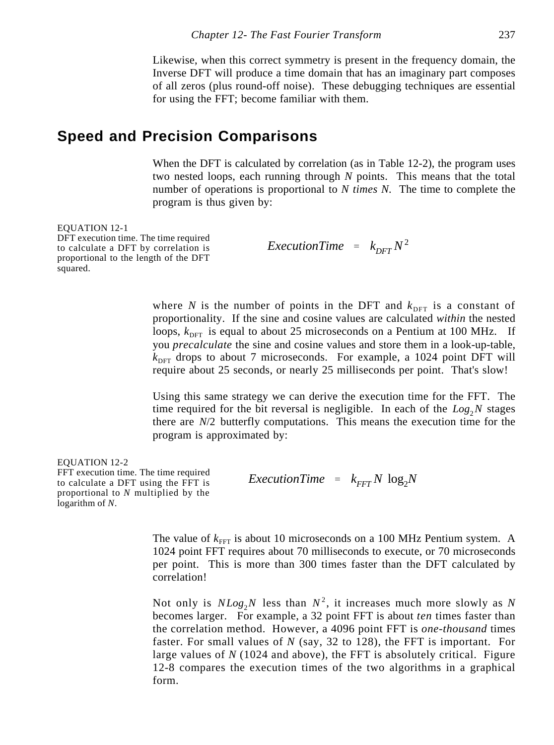Likewise, when this correct symmetry is present in the frequency domain, the Inverse DFT will produce a time domain that has an imaginary part composes of all zeros (plus round-off noise). These debugging techniques are essential for using the FFT; become familiar with them.

## Speed and Precision Comparisons

When the DFT is calculated by correlation (as in Table 12-2), the program uses two nested loops, each running through $N$ points. This means that the total number of operations is proportional to *N times N*. The time to complete the program is thus given by:

EQUATION 12-1
DFT execution time. The time required to calculate a DFT by correlation is proportional to the length of the DFT squared.

$$ExecutionTime = k_{DFT}\, N^2$$

where $N$ is the number of points in the DFT and $k_{DFT}$ is a constant of proportionality. If the sine and cosine values are calculated *within* the nested loops, $k_{DFT}$ is equal to about 25 microseconds on a Pentium at 100 MHz. If you *precalculate* the sine and cosine values and store them in a look-up-table, $k_{DFT}$ drops to about 7 microseconds. For example, a 1024 point DFT will require about 25 seconds, or nearly 25 milliseconds per point. That's slow!

Using this same strategy we can derive the execution time for the FFT. The time required for the bit reversal is negligible. In each of the $Log_2 N$ stages there are $N/2$ butterfly computations. This means the execution time for the program is approximated by:

EQUATION 12-2
FFT execution time. The time required to calculate a DFT using the FFT is proportional to $N$ multiplied by the logarithm of $N$.

$$ExecutionTime = k_{FFT}\, N \, \log_2 N$$

The value of $k_{FFT}$ is about 10 microseconds on a 100 MHz Pentium system. A 1024 point FFT requires about 70 milliseconds to execute, or 70 microseconds per point. This is more than 300 times faster than the DFT calculated by correlation!

Not only is $NLog_2 N$ less than $N^2$, it increases much more slowly as $N$ becomes larger. For example, a 32 point FFT is about *ten* times faster than the correlation method. However, a 4096 point FFT is *one-thousand* times faster. For small values of $N$ (say, 32 to 128), the FFT is important. For large values of $N$ (1024 and above), the FFT is absolutely critical. Figure 12-8 compares the execution times of the two algorithms in a graphical form.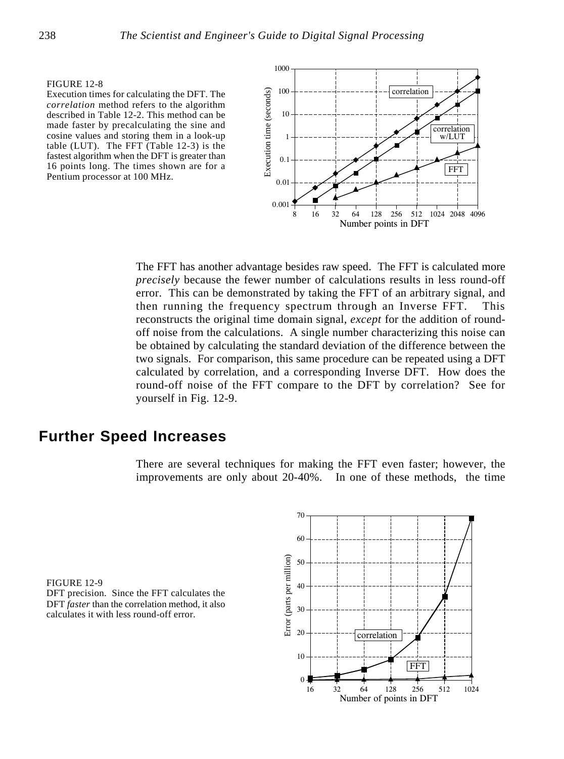FIGURE 12-8
Execution times for calculating the DFT. The *correlation* method refers to the algorithm described in Table 12-2. This method can be made faster by precalculating the sine and cosine values and storing them in a look-up table (LUT). The FFT (Table 12-3) is the fastest algorithm when the DFT is greater than 16 points long. The times shown are for a Pentium processor at 100 MHz.

The FFT has another advantage besides raw speed. The FFT is calculated more *precisely* because the fewer number of calculations results in less round-off error. This can be demonstrated by taking the FFT of an arbitrary signal, and then running the frequency spectrum through an Inverse FFT. This reconstructs the original time domain signal, *except* for the addition of round-off noise from the calculations. A single number characterizing this noise can be obtained by calculating the standard deviation of the difference between the two signals. For comparison, this same procedure can be repeated using a DFT calculated by correlation, and a corresponding Inverse DFT. How does the round-off noise of the FFT compare to the DFT by correlation? See for yourself in Fig. 12-9.

## Further Speed Increases

There are several techniques for making the FFT even faster; however, the improvements are only about 20-40%. In one of these methods, the time

FIGURE 12-9
DFT precision. Since the FFT calculates the DFT *faster* than the correlation method, it also calculates it with less round-off error.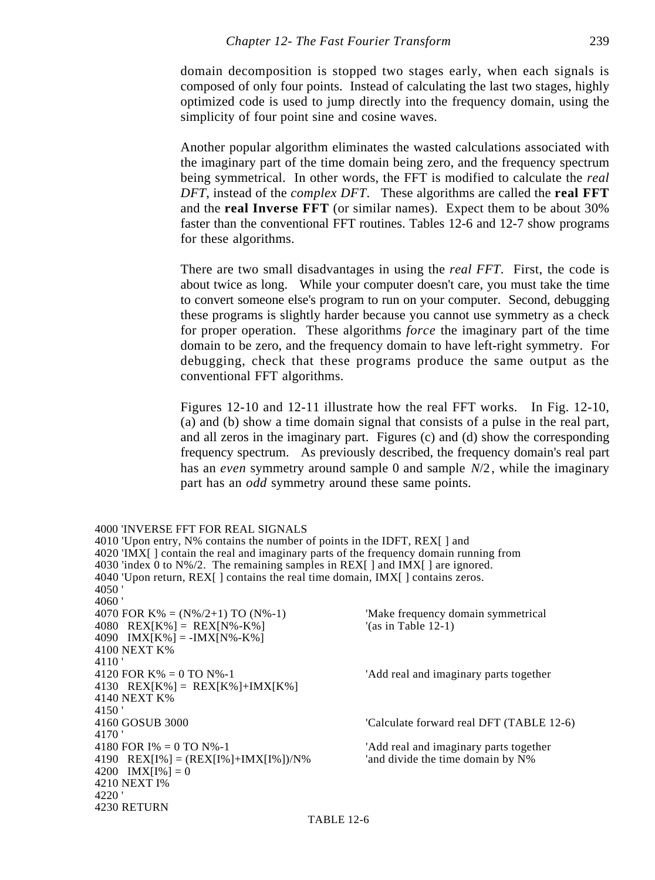domain decomposition is stopped two stages early, when each signals is composed of only four points. Instead of calculating the last two stages, highly optimized code is used to jump directly into the frequency domain, using the simplicity of four point sine and cosine waves.

Another popular algorithm eliminates the wasted calculations associated with the imaginary part of the time domain being zero, and the frequency spectrum being symmetrical. In other words, the FFT is modified to calculate the *real DFT*, instead of the *complex DFT*. These algorithms are called the **real FFT** and the **real Inverse FFT** (or similar names). Expect them to be about 30% faster than the conventional FFT routines. Tables 12-6 and 12-7 show programs for these algorithms.

There are two small disadvantages in using the *real FFT*. First, the code is about twice as long. While your computer doesn't care, you must take the time to convert someone else's program to run on your computer. Second, debugging these programs is slightly harder because you cannot use symmetry as a check for proper operation. These algorithms *force* the imaginary part of the time domain to be zero, and the frequency domain to have left-right symmetry. For debugging, check that these programs produce the same output as the conventional FFT algorithms.

Figures 12-10 and 12-11 illustrate how the real FFT works. In Fig. 12-10, (a) and (b) show a time domain signal that consists of a pulse in the real part, and all zeros in the imaginary part. Figures (c) and (d) show the corresponding frequency spectrum. As previously described, the frequency domain's real part has an *even* symmetry around sample 0 and sample $N/2$, while the imaginary part has an *odd* symmetry around these same points.

```
4000 'INVERSE FFT FOR REAL SIGNALS
4010 'Upon entry, N% contains the number of points in the IDFT, REX[ ] and
4020 'IMX[ ] contain the real and imaginary parts of the frequency domain running from
4030 'index 0 to N%/2. The remaining samples in REX[ ] and IMX[ ] are ignored.
4040 'Upon return, REX[ ] contains the real time domain, IMX[ ] contains zeros.
4050 '
4060 '
4070 FOR K% = (N%/2+1) TO (N%-1)                'Make frequency domain symmetrical
4080   REX[K%] =  REX[N%-K%]                    '(as in Table 12-1)
4090   IMX[K%] = -IMX[N%-K%]
4100 NEXT K%
4110 '
4120 FOR K% = 0 TO N%-1                         'Add real and imaginary parts together
4130   REX[K%] =  REX[K%]+IMX[K%]
4140 NEXT K%
4150 '
4160 GOSUB 3000                                 'Calculate forward real DFT (TABLE 12-6)
4170 '
4180 FOR I% = 0 TO N%-1                         'Add real and imaginary parts together
4190   REX[I%] = (REX[I%]+IMX[I%])/N%           'and divide the time domain by N%
4200   IMX[I%] = 0
4210 NEXT I%
4220 '
4230 RETURN
```

TABLE 12-6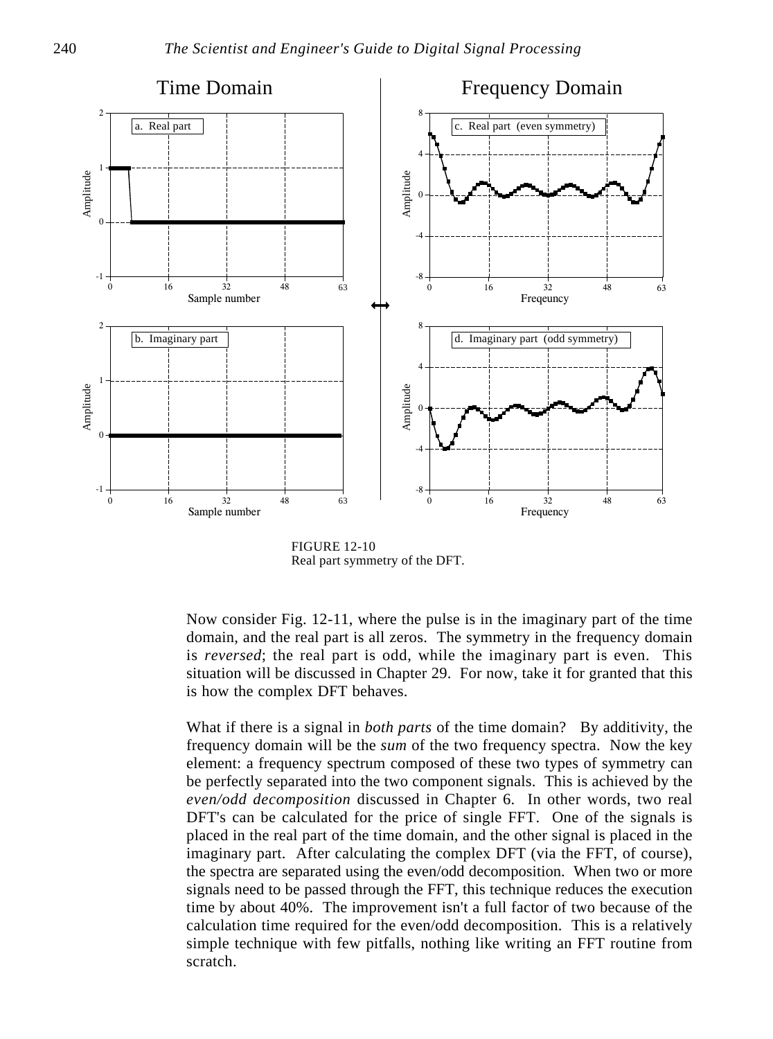FIGURE 12-10
Real part symmetry of the DFT.

Now consider Fig. 12-11, where the pulse is in the imaginary part of the time domain, and the real part is all zeros. The symmetry in the frequency domain is *reversed*; the real part is odd, while the imaginary part is even. This situation will be discussed in Chapter 29. For now, take it for granted that this is how the complex DFT behaves.

What if there is a signal in *both parts* of the time domain? By additivity, the frequency domain will be the *sum* of the two frequency spectra. Now the key element: a frequency spectrum composed of these two types of symmetry can be perfectly separated into the two component signals. This is achieved by the *even/odd decomposition* discussed in Chapter 6. In other words, two real DFT's can be calculated for the price of single FFT. One of the signals is placed in the real part of the time domain, and the other signal is placed in the imaginary part. After calculating the complex DFT (via the FFT, of course), the spectra are separated using the even/odd decomposition. When two or more signals need to be passed through the FFT, this technique reduces the execution time by about 40%. The improvement isn't a full factor of two because of the calculation time required for the even/odd decomposition. This is a relatively simple technique with few pitfalls, nothing like writing an FFT routine from scratch.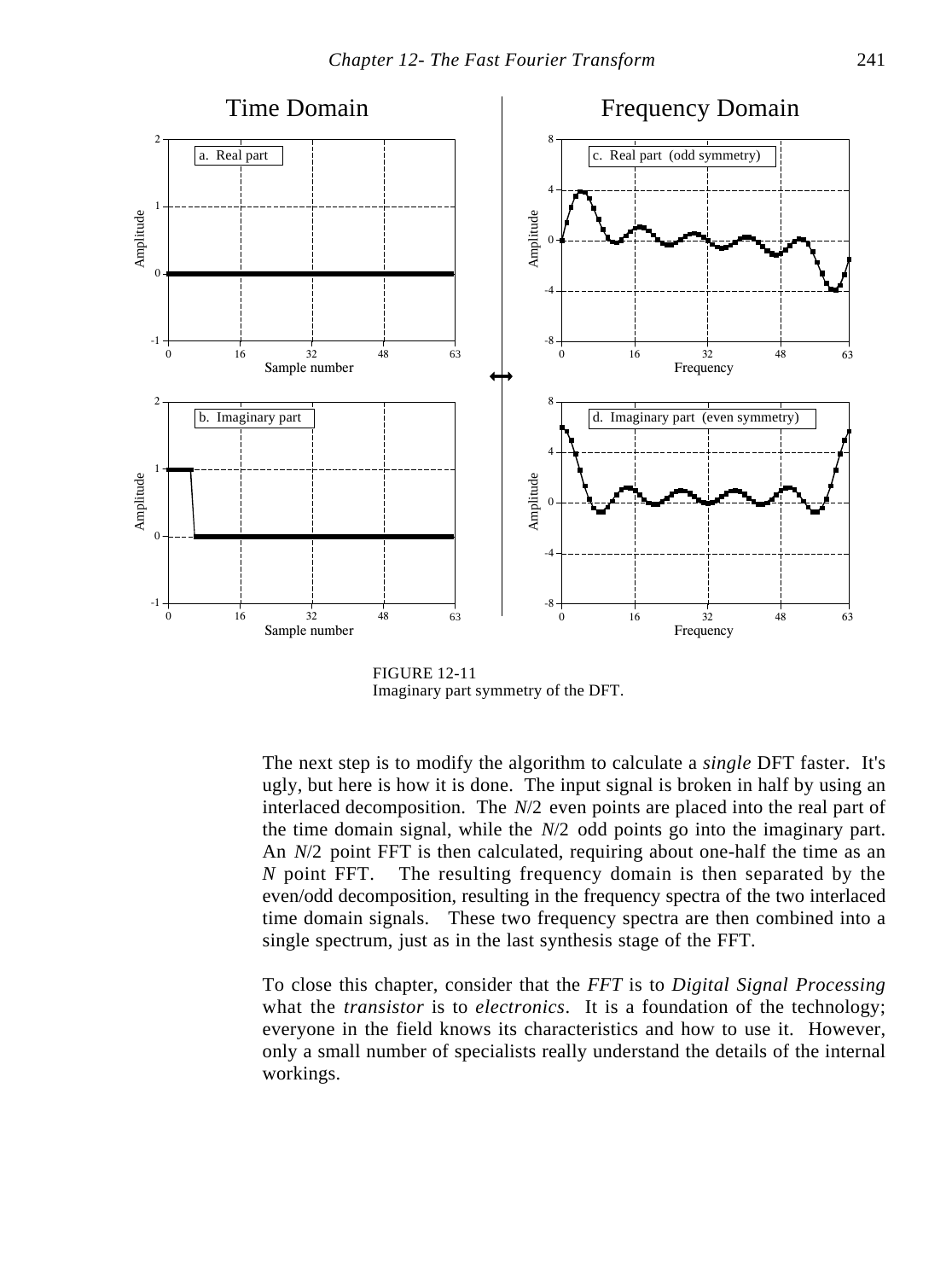FIGURE 12-11
Imaginary part symmetry of the DFT.

The next step is to modify the algorithm to calculate a *single* DFT faster. It's ugly, but here is how it is done. The input signal is broken in half by using an interlaced decomposition. The $N/2$ even points are placed into the real part of the time domain signal, while the $N/2$ odd points go into the imaginary part. An $N/2$ point FFT is then calculated, requiring about one-half the time as an $N$ point FFT. The resulting frequency domain is then separated by the even/odd decomposition, resulting in the frequency spectra of the two interlaced time domain signals. These two frequency spectra are then combined into a single spectrum, just as in the last synthesis stage of the FFT.

To close this chapter, consider that the *FFT* is to *Digital Signal Processing* what the *transistor* is to *electronics*. It is a foundation of the technology; everyone in the field knows its characteristics and how to use it. However, only a small number of specialists really understand the details of the internal workings.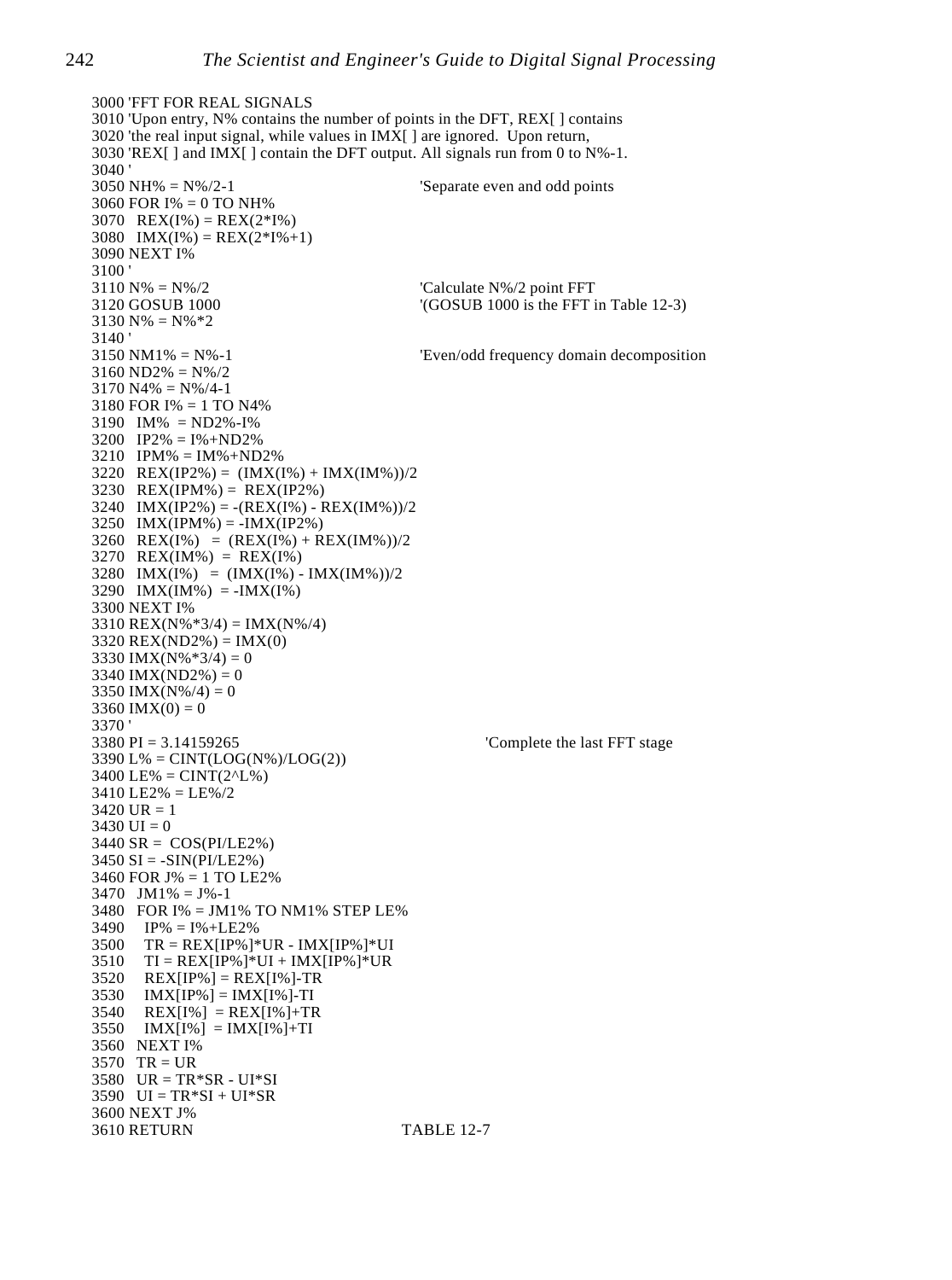```
3000 'FFT FOR REAL SIGNALS
3010 'Upon entry, N% contains the number of points in the DFT, REX[ ] contains
3020 'the real input signal, while values in IMX[ ] are ignored. Upon return,
3030 'REX[ ] and IMX[ ] contain the DFT output. All signals run from 0 to N%-1.
3040 '
3050 NH% = N%/2-1                           'Separate even and odd points
3060 FOR I% = 0 TO NH%
3070   REX(I%) = REX(2*I%)
3080   IMX(I%) = REX(2*I%+1)
3090 NEXT I%
3100 '
3110 N% = N%/2                              'Calculate N%/2 point FFT
3120 GOSUB 1000                             '(GOSUB 1000 is the FFT in Table 12-3)
3130 N% = N%*2
3140 '
3150 NM1% = N%-1                            'Even/odd frequency domain decomposition
3160 ND2% = N%/2
3170 N4% = N%/4-1
3180 FOR I% = 1 TO N4%
3190   IM%  = ND2%-I%
3200   IP2% = I%+ND2%
3210   IPM% = IM%+ND2%
3220   REX(IP2%) =  (IMX(I%) + IMX(IM%))/2
3230   REX(IPM%) =  REX(IP2%)
3240   IMX(IP2%) = -(REX(I%) - REX(IM%))/2
3250   IMX(IPM%) = -IMX(IP2%)
3260   REX(I%)   =  (REX(I%) + REX(IM%))/2
3270   REX(IM%)  =  REX(I%)
3280   IMX(I%)   =  (IMX(I%) - IMX(IM%))/2
3290   IMX(IM%)  = -IMX(I%)
3300 NEXT I%
3310 REX(N%*3/4) = IMX(N%/4)
3320 REX(ND2%) = IMX(0)
3330 IMX(N%*3/4) = 0
3340 IMX(ND2%) = 0
3350 IMX(N%/4) = 0
3360 IMX(0) = 0
3370 '
3380 PI = 3.14159265                                   'Complete the last FFT stage
3390 L% = CINT(LOG(N%)/LOG(2))
3400 LE% = CINT(2^L%)
3410 LE2% = LE%/2
3420 UR = 1
3430 UI = 0
3440 SR =  COS(PI/LE2%)
3450 SI = -SIN(PI/LE2%)
3460 FOR J% = 1 TO LE2%
3470   JM1% = J%-1
3480   FOR I% = JM1% TO NM1% STEP LE%
3490     IP% = I%+LE2%
3500     TR = REX[IP%]*UR - IMX[IP%]*UI
3510     TI = REX[IP%]*UI + IMX[IP%]*UR
3520     REX[IP%] = REX[I%]-TR
3530     IMX[IP%] = IMX[I%]-TI
3540     REX[I%]  = REX[I%]+TR
3550     IMX[I%]  = IMX[I%]+TI
3560   NEXT I%
3570   TR = UR
3580   UR = TR*SR - UI*SI
3590   UI = TR*SI + UI*SR
3600 NEXT J%
3610 RETURN
```

TABLE 12-7